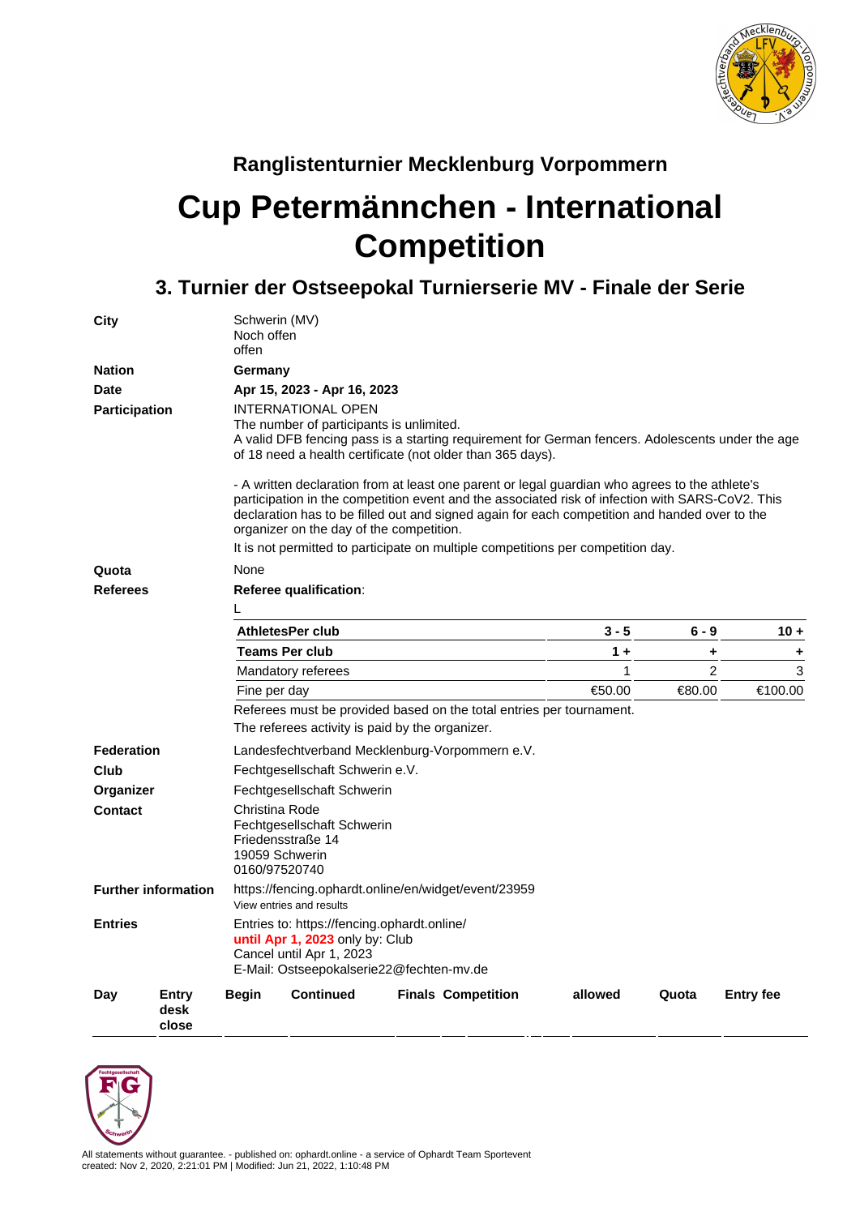## Ranglistenturnier Mecklenburg Vorpommern

# Cup Petermännchen - International Competition

## 3. Turnier der Ostseepokal Turnierserie MV - Finale der Serie

**City**
Schwerin (MV)
Noch offen
offen

**Nation**
**Germany**

**Date**
**Apr 15, 2023 - Apr 16, 2023**

**Participation**
INTERNATIONAL OPEN
The number of participants is unlimited.
A valid DFB fencing pass is a starting requirement for German fencers. Adolescents under the age of 18 need a health certificate (not older than 365 days).

- A written declaration from at least one parent or legal guardian who agrees to the athlete's participation in the competition event and the associated risk of infection with SARS-CoV2. This declaration has to be filled out and signed again for each competition and handed over to the organizer on the day of the competition.

It is not permitted to participate on multiple competitions per competition day.

**Quota**
None

**Referees**
**Referee qualification**:
L

| **AthletesPer club** | **3 - 5** | **6 - 9** | **10 +** |
|---|---|---|---|
| **Teams Per club** | **1 +** | **+** | **+** |
| Mandatory referees | 1 | 2 | 3 |
| Fine per day | €50.00 | €80.00 | €100.00 |

Referees must be provided based on the total entries per tournament.
The referees activity is paid by the organizer.

**Federation**
Landesfechtverband Mecklenburg-Vorpommern e.V.

**Club**
Fechtgesellschaft Schwerin e.V.

**Organizer**
Fechtgesellschaft Schwerin

**Contact**
Christina Rode
Fechtgesellschaft Schwerin
Friedensstraße 14
19059 Schwerin
0160/97520740

**Further information**
https://fencing.ophardt.online/en/widget/event/23959
View entries and results

**Entries**
Entries to: https://fencing.ophardt.online/
**until Apr 1, 2023** only by: Club
Cancel until Apr 1, 2023
E-Mail: Ostseepokalserie22@fechten-mv.de

| Day | Entry desk close | Begin | Continued | Finals | Competition | allowed | Quota | Entry fee |
|---|---|---|---|---|---|---|---|---|

All statements without guarantee. - published on: ophardt.online - a service of Ophardt Team Sportevent
created: Nov 2, 2020, 2:21:01 PM | Modified: Jun 21, 2022, 1:10:48 PM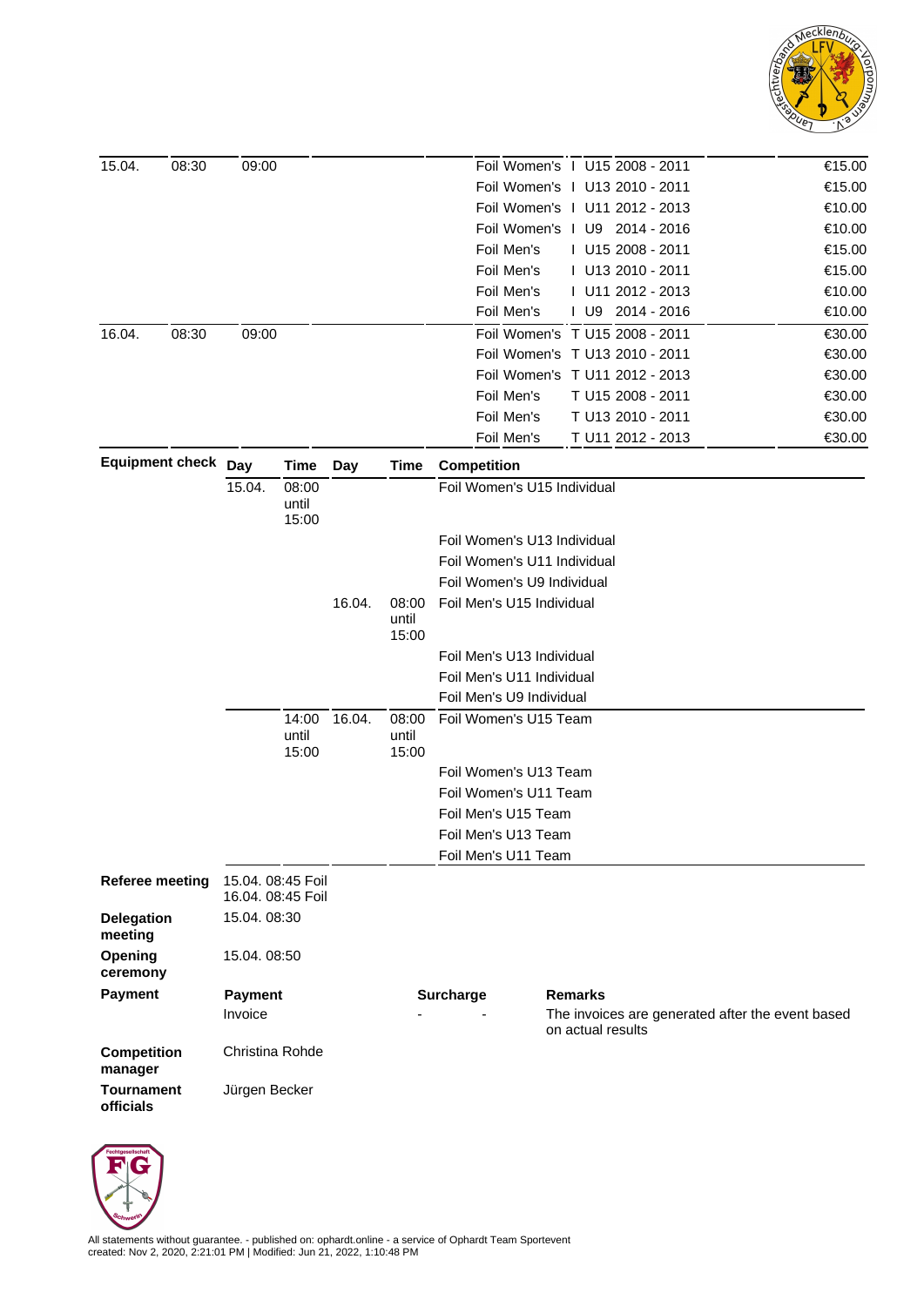| | | | | | | | | | | |
|---|---|---|---|---|---|---|---|---|---|---|
| 15.04. | 08:30 | 09:00 | | | | Foil Women's | I | U15 2008 - 2011 | | €15.00 |
| | | | | | | Foil Women's | I | U13 2010 - 2011 | | €15.00 |
| | | | | | | Foil Women's | I | U11 2012 - 2013 | | €10.00 |
| | | | | | | Foil Women's | I | U9 2014 - 2016 | | €10.00 |
| | | | | | | Foil Men's | I | U15 2008 - 2011 | | €15.00 |
| | | | | | | Foil Men's | I | U13 2010 - 2011 | | €15.00 |
| | | | | | | Foil Men's | I | U11 2012 - 2013 | | €10.00 |
| | | | | | | Foil Men's | I | U9 2014 - 2016 | | €10.00 |
| 16.04. | 08:30 | 09:00 | | | | Foil Women's | T | U15 2008 - 2011 | | €30.00 |
| | | | | | | Foil Women's | T | U13 2010 - 2011 | | €30.00 |
| | | | | | | Foil Women's | T | U11 2012 - 2013 | | €30.00 |
| | | | | | | Foil Men's | T | U15 2008 - 2011 | | €30.00 |
| | | | | | | Foil Men's | T | U13 2010 - 2011 | | €30.00 |
| | | | | | | Foil Men's | T | U11 2012 - 2013 | | €30.00 |

| Equipment check | Day | Time | Day | Time | Competition |
|---|---|---|---|---|---|
| | 15.04. | 08:00 until 15:00 | | | Foil Women's U15 Individual |
| | | | | | Foil Women's U13 Individual |
| | | | | | Foil Women's U11 Individual |
| | | | | | Foil Women's U9 Individual |
| | | | 16.04. | 08:00 until 15:00 | Foil Men's U15 Individual |
| | | | | | Foil Men's U13 Individual |
| | | | | | Foil Men's U11 Individual |
| | | | | | Foil Men's U9 Individual |
| | | 14:00 until 15:00 | 16.04. | 08:00 until 15:00 | Foil Women's U15 Team |
| | | | | | Foil Women's U13 Team |
| | | | | | Foil Women's U11 Team |
| | | | | | Foil Men's U15 Team |
| | | | | | Foil Men's U13 Team |
| | | | | | Foil Men's U11 Team |

**Referee meeting** 15.04. 08:45 Foil
16.04. 08:45 Foil

**Delegation meeting** 15.04. 08:30

**Opening ceremony** 15.04. 08:50

| **Payment** | **Payment** | **Surcharge** | | **Remarks** |
|---|---|---|---|---|
| | Invoice | - | - | The invoices are generated after the event based on actual results |

**Competition manager** Christina Rohde

**Tournament officials** Jürgen Becker

All statements without guarantee. - published on: ophardt.online - a service of Ophardt Team Sportevent
created: Nov 2, 2020, 2:21:01 PM | Modified: Jun 21, 2022, 1:10:48 PM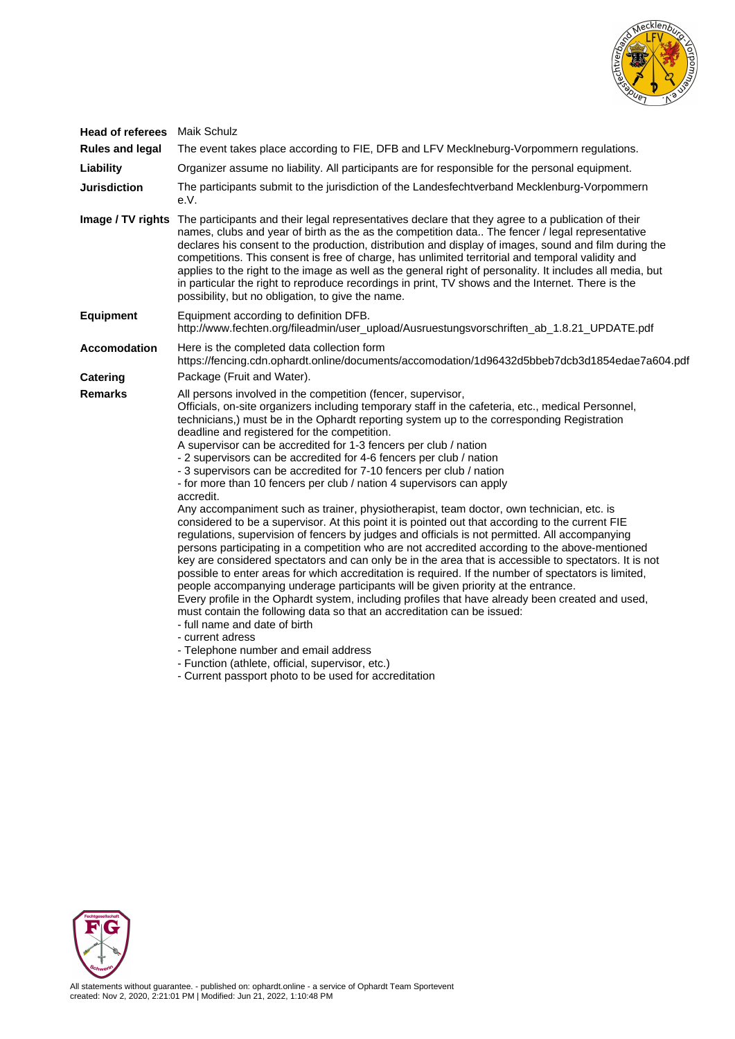| | |
|---|---|
| **Head of referees** | Maik Schulz |
| **Rules and legal** | The event takes place according to FIE, DFB and LFV Mecklneburg-Vorpommern regulations. |
| **Liability** | Organizer assume no liability. All participants are for responsible for the personal equipment. |
| **Jurisdiction** | The participants submit to the jurisdiction of the Landesfechtverband Mecklenburg-Vorpommern e.V. |
| **Image / TV rights** | The participants and their legal representatives declare that they agree to a publication of their names, clubs and year of birth as the as the competition data.. The fencer / legal representative declares his consent to the production, distribution and display of images, sound and film during the competitions. This consent is free of charge, has unlimited territorial and temporal validity and applies to the right to the image as well as the general right of personality. It includes all media, but in particular the right to reproduce recordings in print, TV shows and the Internet. There is the possibility, but no obligation, to give the name. |
| **Equipment** | Equipment according to definition DFB. http://www.fechten.org/fileadmin/user_upload/Ausruestungsvorschriften_ab_1.8.21_UPDATE.pdf |
| **Accomodation** | Here is the completed data collection form https://fencing.cdn.ophardt.online/documents/accomodation/1d96432d5bbeb7dcb3d1854edae7a604.pdf |
| **Catering** | Package (Fruit and Water). |
| **Remarks** | All persons involved in the competition (fencer, supervisor, Officials, on-site organizers including temporary staff in the cafeteria, etc., medical Personnel, technicians,) must be in the Ophardt reporting system up to the corresponding Registration deadline and registered for the competition.<br>A supervisor can be accredited for 1-3 fencers per club / nation<br>- 2 supervisors can be accredited for 4-6 fencers per club / nation<br>- 3 supervisors can be accredited for 7-10 fencers per club / nation<br>- for more than 10 fencers per club / nation 4 supervisors can apply accredit.<br>Any accompaniment such as trainer, physiotherapist, team doctor, own technician, etc. is considered to be a supervisor. At this point it is pointed out that according to the current FIE regulations, supervision of fencers by judges and officials is not permitted. All accompanying persons participating in a competition who are not accredited according to the above-mentioned key are considered spectators and can only be in the area that is accessible to spectators. It is not possible to enter areas for which accreditation is required. If the number of spectators is limited, people accompanying underage participants will be given priority at the entrance.<br>Every profile in the Ophardt system, including profiles that have already been created and used, must contain the following data so that an accreditation can be issued:<br>- full name and date of birth<br>- current adress<br>- Telephone number and email address<br>- Function (athlete, official, supervisor, etc.)<br>- Current passport photo to be used for accreditation |

All statements without guarantee. - published on: ophardt.online - a service of Ophardt Team Sportevent
created: Nov 2, 2020, 2:21:01 PM | Modified: Jun 21, 2022, 1:10:48 PM